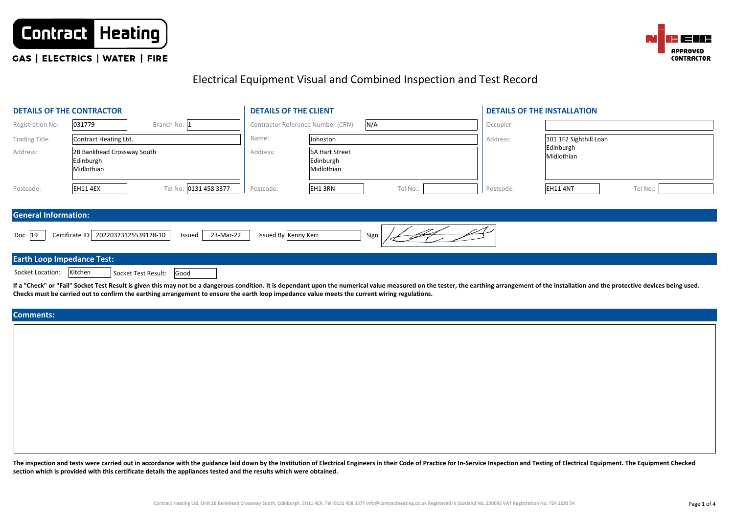Contract Heating

GAS | ELECTRICS | WATER | FIRE

NICEIC APPROVED CONTRACTOR

# Electrical Equipment Visual and Combined Inspection and Test Record

## DETAILS OF THE CONTRACTOR

| | |
|---|---|
| Registration No: | 031779 |
| Branch No: | 1 |
| Trading Title: | Contract Heating Ltd. |
| Address: | 2B Bankhead Crossway South<br>Edinburgh<br>Midlothian |
| Postcode: | EH11 4EX |
| Tel No: | 0131 458 3377 |

## DETAILS OF THE CLIENT

| | |
|---|---|
| Contractor Reference Number (CRN) | N/A |
| Name: | Johnston |
| Address: | 6A Hart Street<br>Edinburgh<br>Midlothian |
| Postcode: | EH1 3RN |
| Tel No:: | |

## DETAILS OF THE INSTALLATION

| | |
|---|---|
| Occupier | |
| Address: | 101 1F2 Sighthill Loan<br>Edinburgh<br>Midlothian |
| Postcode: | EH11 4NT |
| Tel No:: | |

## General Information:

| Doc | Certificate ID | Issued | Issued By | Sign |
|---|---|---|---|---|
| 19 | 20220323125539128-10 | 23-Mar-22 | Kenny Kerr | [signature] |

## Earth Loop Impedance Test:

| Socket Location: | Socket Test Result: |
|---|---|
| Kitchen | Good |

**If a "Check" or "Fail" Socket Test Result is given this may not be a dangerous condition. It is dependant upon the numerical value measured on the tester, the earthing arrangement of the installation and the protective devices being used. Checks must be carried out to confirm the earthing arrangement to ensure the earth loop impedance value meets the current wiring regulations.**

## Comments:

**The inspection and tests were carried out in accordance with the guidance laid down by the Institution of Electrical Engineers in their Code of Practice for In-Service Inspection and Testing of Electrical Equipment. The Equipment Checked section which is provided with this certificate details the appliances tested and the results which were obtained.**

Contract Heating Ltd. Unit 2B Bankhead Crossway South, Edinburgh, EH11 4EX. Tel: 0131 458 3377 info@contractheating.co.uk Registered in Scotland No. 230095 VAT Registration No. 724 1293 54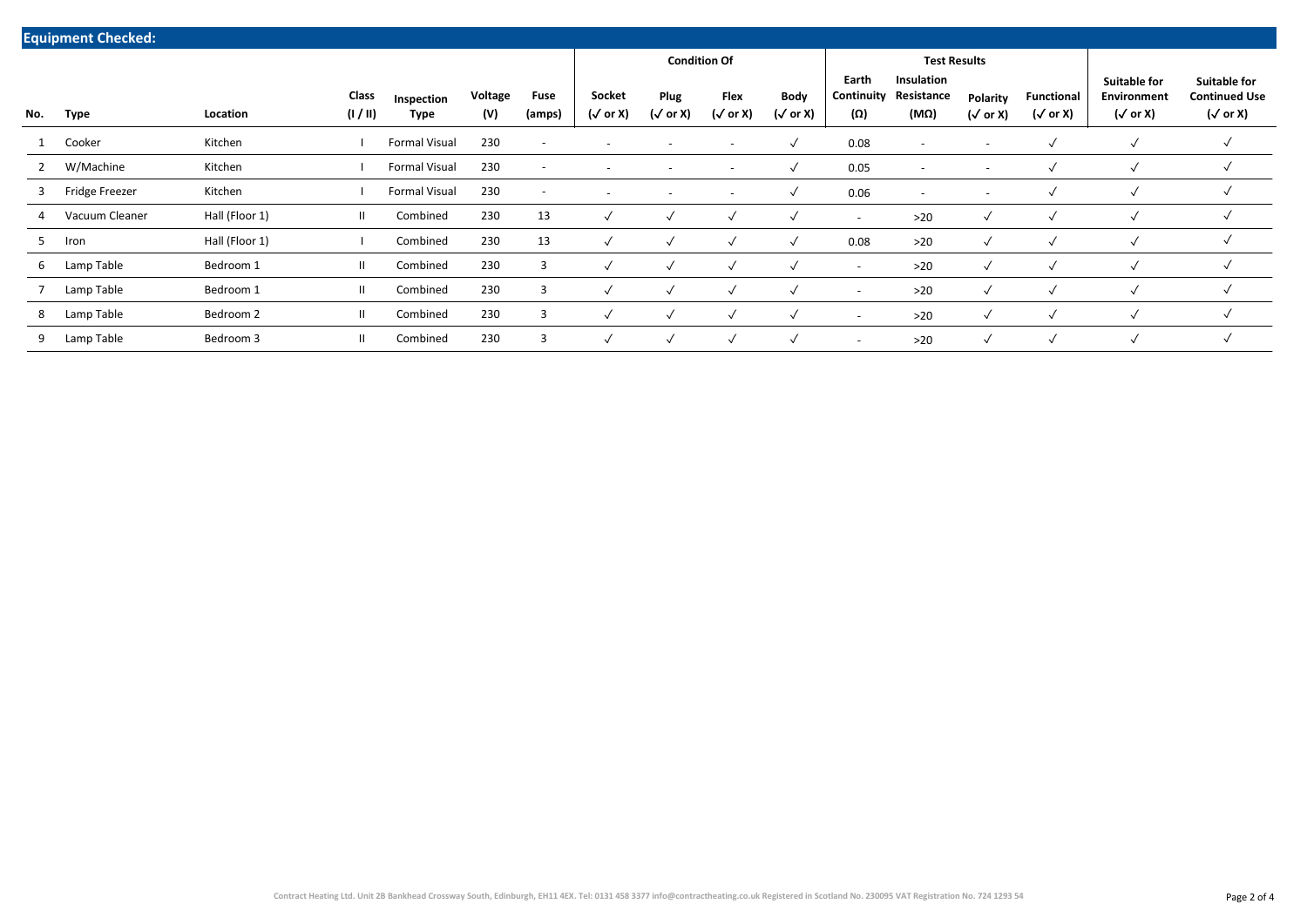## Equipment Checked:

| No. | Type | Location | Class (I / II) | Inspection Type | Voltage (V) | Fuse (amps) | Condition Of: Socket (✓ or X) | Condition Of: Plug (✓ or X) | Condition Of: Flex (✓ or X) | Condition Of: Body (✓ or X) | Test Results: Earth Continuity (Ω) | Test Results: Insulation Resistance (MΩ) | Test Results: Polarity (✓ or X) | Test Results: Functional (✓ or X) | Suitable for Environment (✓ or X) | Suitable for Continued Use (✓ or X) |
|---|---|---|---|---|---|---|---|---|---|---|---|---|---|---|---|---|
| 1 | Cooker | Kitchen | I | Formal Visual | 230 | - | - | - | - | ✓ | 0.08 | - | - | ✓ | ✓ | ✓ |
| 2 | W/Machine | Kitchen | I | Formal Visual | 230 | - | - | - | - | ✓ | 0.05 | - | - | ✓ | ✓ | ✓ |
| 3 | Fridge Freezer | Kitchen | I | Formal Visual | 230 | - | - | - | - | ✓ | 0.06 | - | - | ✓ | ✓ | ✓ |
| 4 | Vacuum Cleaner | Hall (Floor 1) | II | Combined | 230 | 13 | ✓ | ✓ | ✓ | ✓ | - | >20 | ✓ | ✓ | ✓ | ✓ |
| 5 | Iron | Hall (Floor 1) | I | Combined | 230 | 13 | ✓ | ✓ | ✓ | ✓ | 0.08 | >20 | ✓ | ✓ | ✓ | ✓ |
| 6 | Lamp Table | Bedroom 1 | II | Combined | 230 | 3 | ✓ | ✓ | ✓ | ✓ | - | >20 | ✓ | ✓ | ✓ | ✓ |
| 7 | Lamp Table | Bedroom 1 | II | Combined | 230 | 3 | ✓ | ✓ | ✓ | ✓ | - | >20 | ✓ | ✓ | ✓ | ✓ |
| 8 | Lamp Table | Bedroom 2 | II | Combined | 230 | 3 | ✓ | ✓ | ✓ | ✓ | - | >20 | ✓ | ✓ | ✓ | ✓ |
| 9 | Lamp Table | Bedroom 3 | II | Combined | 230 | 3 | ✓ | ✓ | ✓ | ✓ | - | >20 | ✓ | ✓ | ✓ | ✓ |

Contract Heating Ltd. Unit 2B Bankhead Crossway South, Edinburgh, EH11 4EX. Tel: 0131 458 3377 info@contractheating.co.uk Registered in Scotland No. 230095 VAT Registration No. 724 1293 54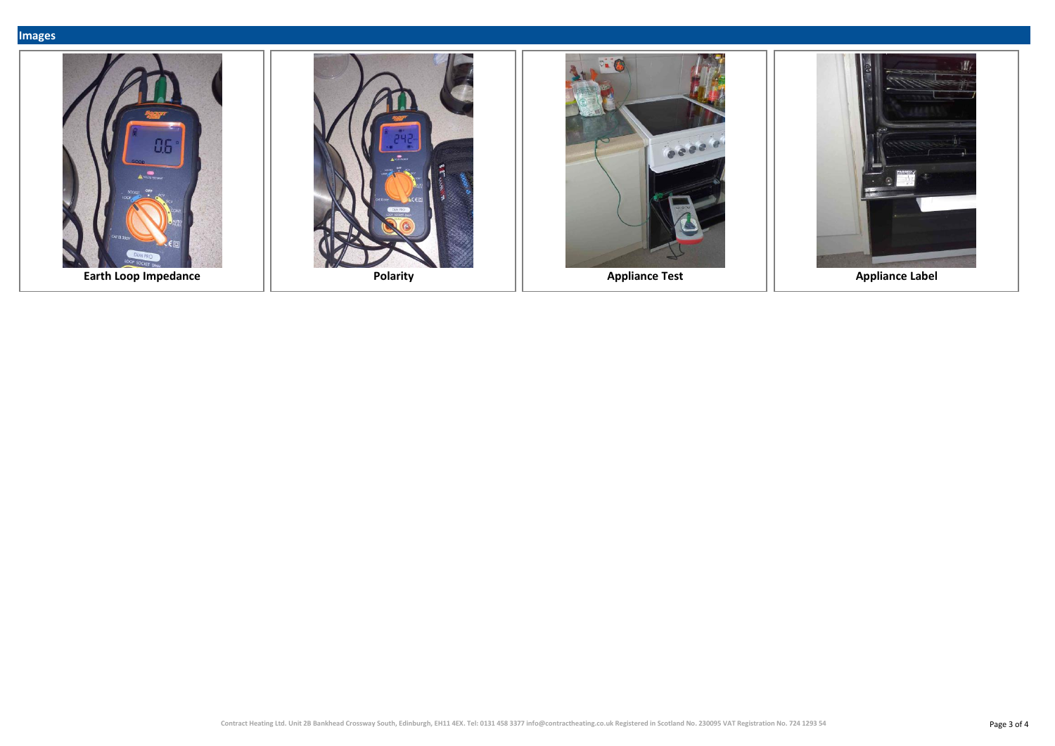## Images

Earth Loop Impedance

Polarity

Appliance Test

Appliance Label

Contract Heating Ltd. Unit 2B Bankhead Crossway South, Edinburgh, EH11 4EX. Tel: 0131 458 3377 info@contractheating.co.uk Registered in Scotland No. 230095 VAT Registration No. 724 1293 54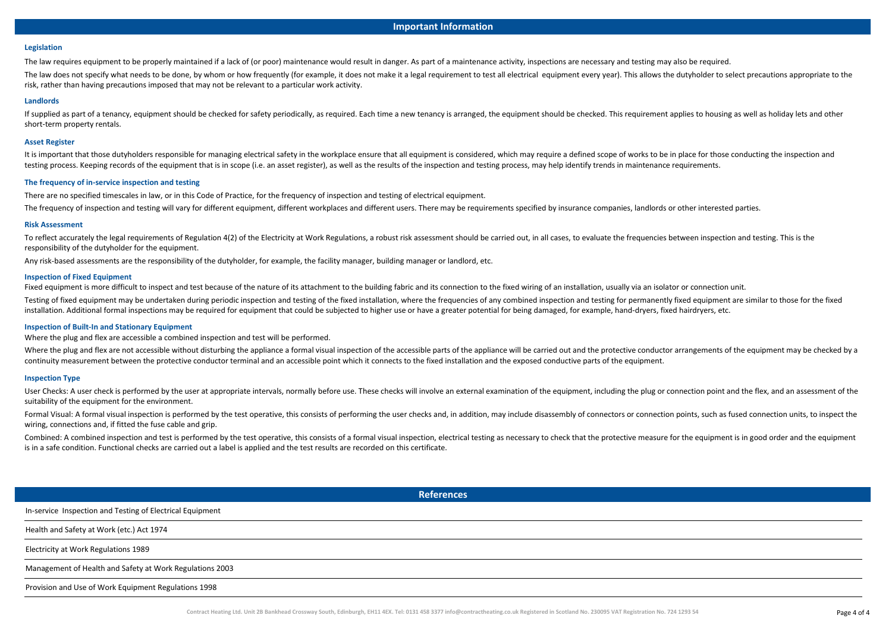## Important Information

### Legislation

The law requires equipment to be properly maintained if a lack of (or poor) maintenance would result in danger. As part of a maintenance activity, inspections are necessary and testing may also be required.

The law does not specify what needs to be done, by whom or how frequently (for example, it does not make it a legal requirement to test all electrical equipment every year). This allows the dutyholder to select precautions appropriate to the risk, rather than having precautions imposed that may not be relevant to a particular work activity.

### Landlords

If supplied as part of a tenancy, equipment should be checked for safety periodically, as required. Each time a new tenancy is arranged, the equipment should be checked. This requirement applies to housing as well as holiday lets and other short-term property rentals.

### Asset Register

It is important that those dutyholders responsible for managing electrical safety in the workplace ensure that all equipment is considered, which may require a defined scope of works to be in place for those conducting the inspection and testing process. Keeping records of the equipment that is in scope (i.e. an asset register), as well as the results of the inspection and testing process, may help identify trends in maintenance requirements.

### The frequency of in-service inspection and testing

There are no specified timescales in law, or in this Code of Practice, for the frequency of inspection and testing of electrical equipment.

The frequency of inspection and testing will vary for different equipment, different workplaces and different users. There may be requirements specified by insurance companies, landlords or other interested parties.

### Risk Assessment

To reflect accurately the legal requirements of Regulation 4(2) of the Electricity at Work Regulations, a robust risk assessment should be carried out, in all cases, to evaluate the frequencies between inspection and testing. This is the responsibility of the dutyholder for the equipment.

Any risk-based assessments are the responsibility of the dutyholder, for example, the facility manager, building manager or landlord, etc.

### Inspection of Fixed Equipment

Fixed equipment is more difficult to inspect and test because of the nature of its attachment to the building fabric and its connection to the fixed wiring of an installation, usually via an isolator or connection unit.

Testing of fixed equipment may be undertaken during periodic inspection and testing of the fixed installation, where the frequencies of any combined inspection and testing for permanently fixed equipment are similar to those for the fixed installation. Additional formal inspections may be required for equipment that could be subjected to higher use or have a greater potential for being damaged, for example, hand-dryers, fixed hairdryers, etc.

### Inspection of Built-In and Stationary Equipment

Where the plug and flex are accessible a combined inspection and test will be performed.

Where the plug and flex are not accessible without disturbing the appliance a formal visual inspection of the accessible parts of the appliance will be carried out and the protective conductor arrangements of the equipment may be checked by a continuity measurement between the protective conductor terminal and an accessible point which it connects to the fixed installation and the exposed conductive parts of the equipment.

### Inspection Type

User Checks: A user check is performed by the user at appropriate intervals, normally before use. These checks will involve an external examination of the equipment, including the plug or connection point and the flex, and an assessment of the suitability of the equipment for the environment.

Formal Visual: A formal visual inspection is performed by the test operative, this consists of performing the user checks and, in addition, may include disassembly of connectors or connection points, such as fused connection units, to inspect the wiring, connections and, if fitted the fuse cable and grip.

Combined: A combined inspection and test is performed by the test operative, this consists of a formal visual inspection, electrical testing as necessary to check that the protective measure for the equipment is in good order and the equipment is in a safe condition. Functional checks are carried out a label is applied and the test results are recorded on this certificate.

## References

In-service Inspection and Testing of Electrical Equipment

Health and Safety at Work (etc.) Act 1974

Electricity at Work Regulations 1989

Management of Health and Safety at Work Regulations 2003

Provision and Use of Work Equipment Regulations 1998

Contract Heating Ltd. Unit 2B Bankhead Crossway South, Edinburgh, EH11 4EX. Tel: 0131 458 3377 info@contractheating.co.uk Registered in Scotland No. 230095 VAT Registration No. 724 1293 54